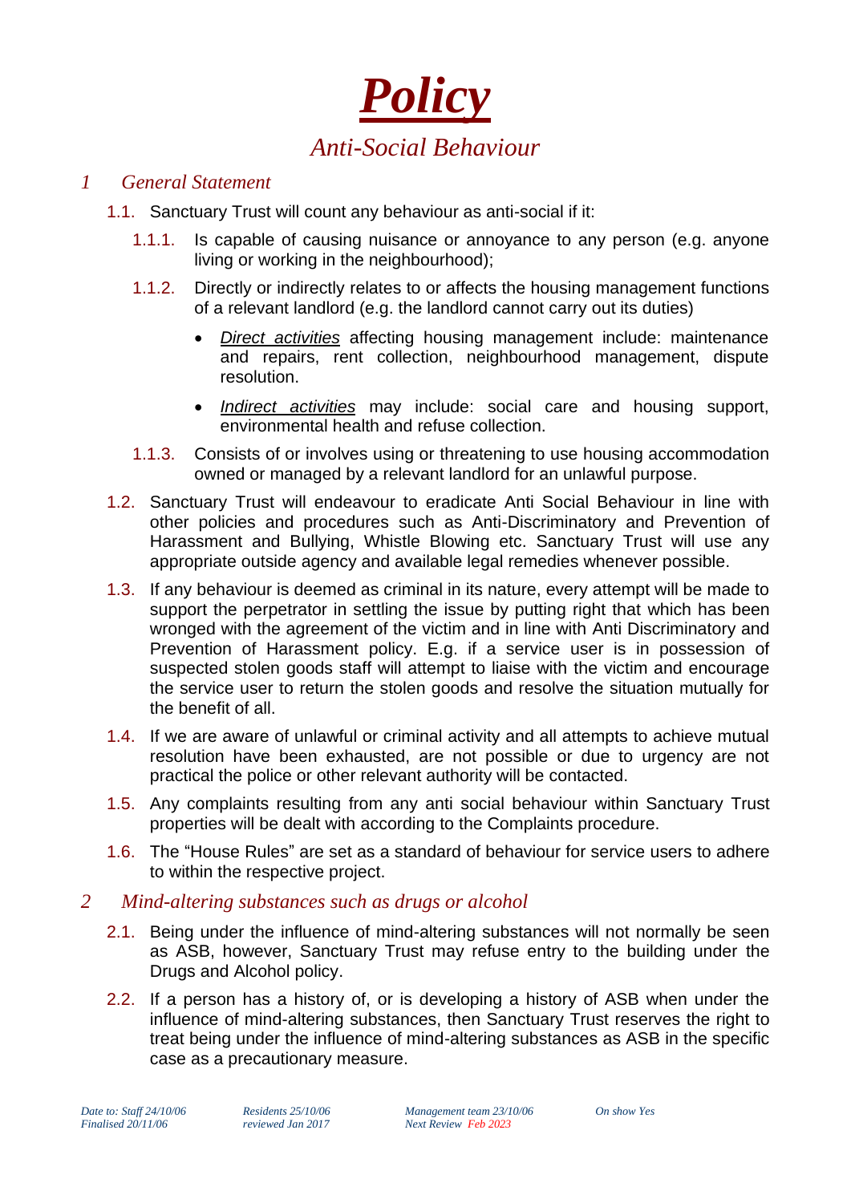# ***Policy***

## *Anti-Social Behaviour*

### *1 General Statement*

1.1. Sanctuary Trust will count any behaviour as anti-social if it:

1.1.1. Is capable of causing nuisance or annoyance to any person (e.g. anyone living or working in the neighbourhood);

1.1.2. Directly or indirectly relates to or affects the housing management functions of a relevant landlord (e.g. the landlord cannot carry out its duties)

- *Direct activities* affecting housing management include: maintenance and repairs, rent collection, neighbourhood management, dispute resolution.
- *Indirect activities* may include: social care and housing support, environmental health and refuse collection.

1.1.3. Consists of or involves using or threatening to use housing accommodation owned or managed by a relevant landlord for an unlawful purpose.

1.2. Sanctuary Trust will endeavour to eradicate Anti Social Behaviour in line with other policies and procedures such as Anti-Discriminatory and Prevention of Harassment and Bullying, Whistle Blowing etc. Sanctuary Trust will use any appropriate outside agency and available legal remedies whenever possible.

1.3. If any behaviour is deemed as criminal in its nature, every attempt will be made to support the perpetrator in settling the issue by putting right that which has been wronged with the agreement of the victim and in line with Anti Discriminatory and Prevention of Harassment policy. E.g. if a service user is in possession of suspected stolen goods staff will attempt to liaise with the victim and encourage the service user to return the stolen goods and resolve the situation mutually for the benefit of all.

1.4. If we are aware of unlawful or criminal activity and all attempts to achieve mutual resolution have been exhausted, are not possible or due to urgency are not practical the police or other relevant authority will be contacted.

1.5. Any complaints resulting from any anti social behaviour within Sanctuary Trust properties will be dealt with according to the Complaints procedure.

1.6. The "House Rules" are set as a standard of behaviour for service users to adhere to within the respective project.

### *2 Mind-altering substances such as drugs or alcohol*

2.1. Being under the influence of mind-altering substances will not normally be seen as ASB, however, Sanctuary Trust may refuse entry to the building under the Drugs and Alcohol policy.

2.2. If a person has a history of, or is developing a history of ASB when under the influence of mind-altering substances, then Sanctuary Trust reserves the right to treat being under the influence of mind-altering substances as ASB in the specific case as a precautionary measure.

*Date to: Staff 24/10/06 Residents 25/10/06 Management team 23/10/06 On show Yes*
*Finalised 20/11/06 reviewed Jan 2017 Next Review Feb 2023*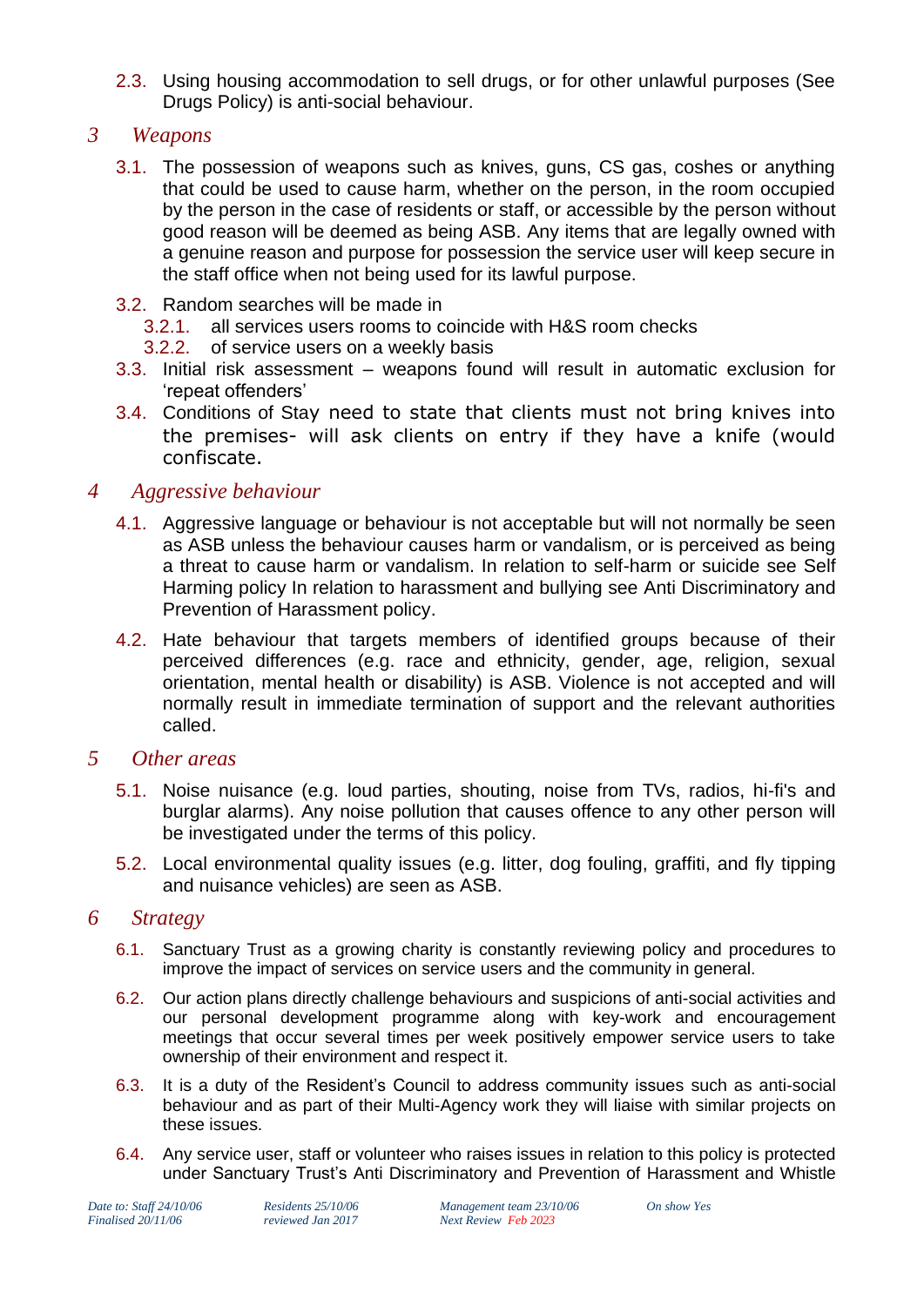2.3. Using housing accommodation to sell drugs, or for other unlawful purposes (See Drugs Policy) is anti-social behaviour.

## 3 *Weapons*

3.1. The possession of weapons such as knives, guns, CS gas, coshes or anything that could be used to cause harm, whether on the person, in the room occupied by the person in the case of residents or staff, or accessible by the person without good reason will be deemed as being ASB. Any items that are legally owned with a genuine reason and purpose for possession the service user will keep secure in the staff office when not being used for its lawful purpose.

3.2. Random searches will be made in

3.2.1. all services users rooms to coincide with H&S room checks

3.2.2. of service users on a weekly basis

3.3. Initial risk assessment – weapons found will result in automatic exclusion for 'repeat offenders'

3.4. Conditions of Stay need to state that clients must not bring knives into the premises- will ask clients on entry if they have a knife (would confiscate.

## 4 *Aggressive behaviour*

4.1. Aggressive language or behaviour is not acceptable but will not normally be seen as ASB unless the behaviour causes harm or vandalism, or is perceived as being a threat to cause harm or vandalism. In relation to self-harm or suicide see Self Harming policy In relation to harassment and bullying see Anti Discriminatory and Prevention of Harassment policy.

4.2. Hate behaviour that targets members of identified groups because of their perceived differences (e.g. race and ethnicity, gender, age, religion, sexual orientation, mental health or disability) is ASB. Violence is not accepted and will normally result in immediate termination of support and the relevant authorities called.

## 5 *Other areas*

5.1. Noise nuisance (e.g. loud parties, shouting, noise from TVs, radios, hi-fi's and burglar alarms). Any noise pollution that causes offence to any other person will be investigated under the terms of this policy.

5.2. Local environmental quality issues (e.g. litter, dog fouling, graffiti, and fly tipping and nuisance vehicles) are seen as ASB.

## 6 *Strategy*

6.1. Sanctuary Trust as a growing charity is constantly reviewing policy and procedures to improve the impact of services on service users and the community in general.

6.2. Our action plans directly challenge behaviours and suspicions of anti-social activities and our personal development programme along with key-work and encouragement meetings that occur several times per week positively empower service users to take ownership of their environment and respect it.

6.3. It is a duty of the Resident's Council to address community issues such as anti-social behaviour and as part of their Multi-Agency work they will liaise with similar projects on these issues.

6.4. Any service user, staff or volunteer who raises issues in relation to this policy is protected under Sanctuary Trust's Anti Discriminatory and Prevention of Harassment and Whistle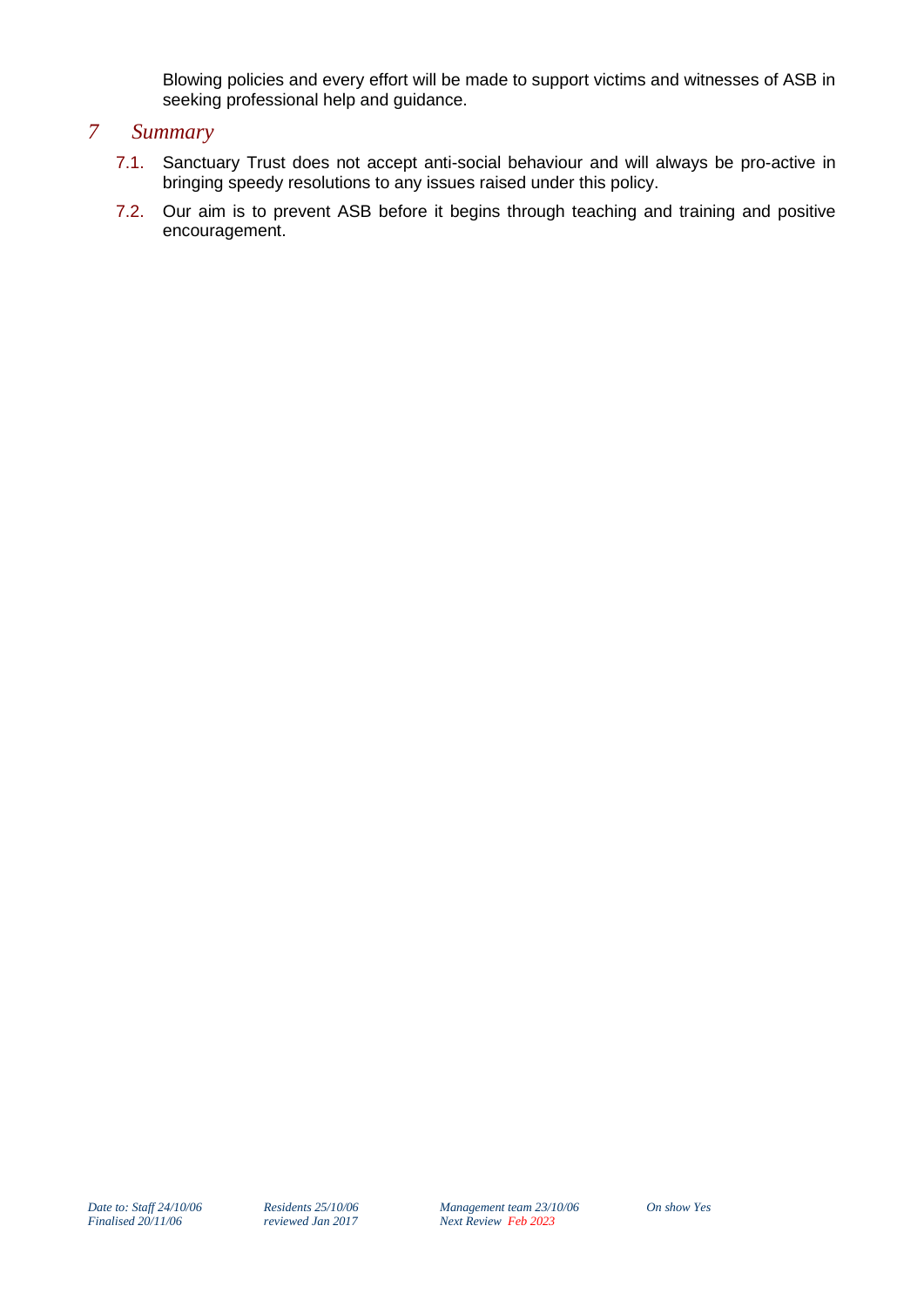Blowing policies and every effort will be made to support victims and witnesses of ASB in seeking professional help and guidance.

## 7 Summary

7.1. Sanctuary Trust does not accept anti-social behaviour and will always be pro-active in bringing speedy resolutions to any issues raised under this policy.

7.2. Our aim is to prevent ASB before it begins through teaching and training and positive encouragement.